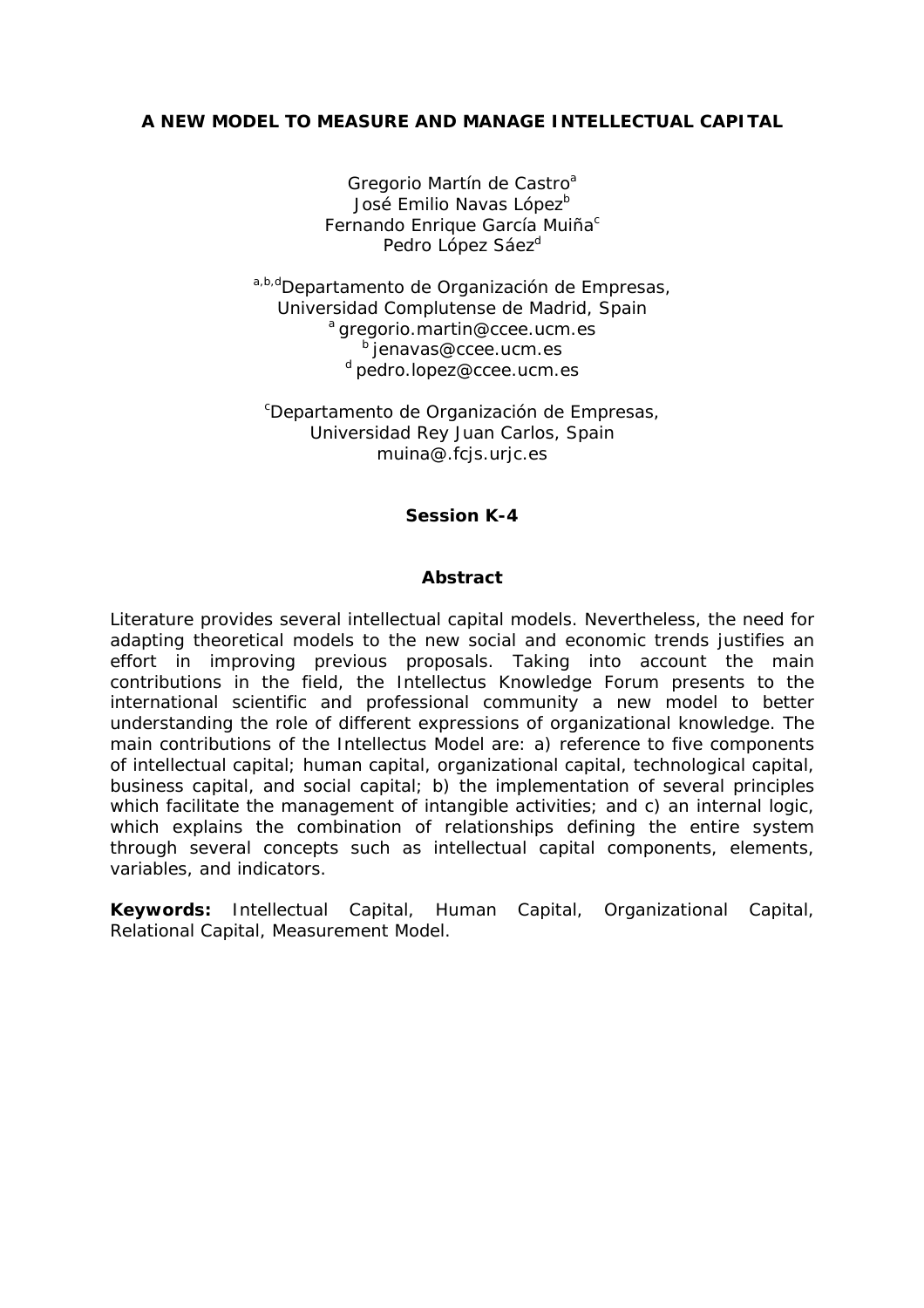# A NEW MODEL TO MEASURE AND MANAGE INTELLECTUAL CAPITAL

Gregorio Martín de Castro[a]
José Emilio Navas López[b]
Fernando Enrique García Muiña[c]
Pedro López Sáez[d]

[a,b,d]Departamento de Organización de Empresas,
Universidad Complutense de Madrid, Spain
[a] gregorio.martin@ccee.ucm.es
[b] jenavas@ccee.ucm.es
[d] pedro.lopez@ccee.ucm.es

[c]Departamento de Organización de Empresas,
Universidad Rey Juan Carlos, Spain
muina@.fcjs.urjc.es

**Session K-4**

## Abstract

Literature provides several intellectual capital models. Nevertheless, the need for adapting theoretical models to the new social and economic trends justifies an effort in improving previous proposals. Taking into account the main contributions in the field, the Intellectus Knowledge Forum presents to the international scientific and professional community a new model to better understanding the role of different expressions of organizational knowledge. The main contributions of the Intellectus Model are: a) reference to five components of intellectual capital; human capital, organizational capital, technological capital, business capital, and social capital; b) the implementation of several principles which facilitate the management of intangible activities; and c) an internal logic, which explains the combination of relationships defining the entire system through several concepts such as intellectual capital components, elements, variables, and indicators.

**Keywords:** Intellectual Capital, Human Capital, Organizational Capital, Relational Capital, Measurement Model.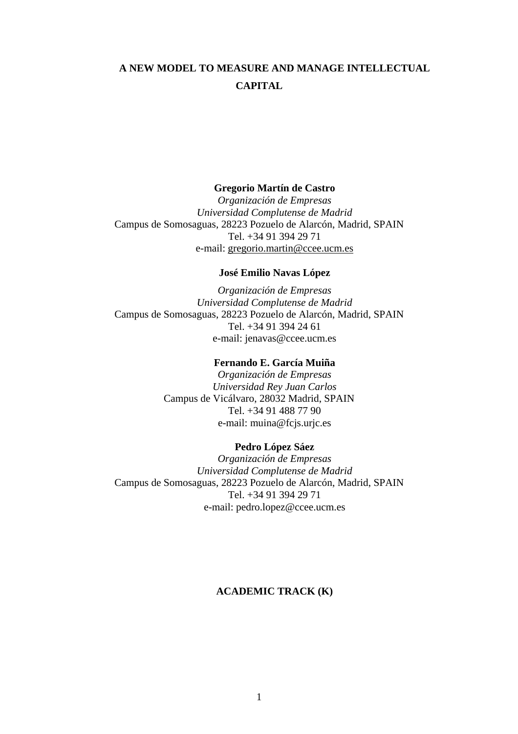# A NEW MODEL TO MEASURE AND MANAGE INTELLECTUAL CAPITAL

**Gregorio Martín de Castro**
*Organización de Empresas*
*Universidad Complutense de Madrid*
Campus de Somosaguas, 28223 Pozuelo de Alarcón, Madrid, SPAIN
Tel. +34 91 394 29 71
e-mail: gregorio.martin@ccee.ucm.es

**José Emilio Navas López**
*Organización de Empresas*
*Universidad Complutense de Madrid*
Campus de Somosaguas, 28223 Pozuelo de Alarcón, Madrid, SPAIN
Tel. +34 91 394 24 61
e-mail: jenavas@ccee.ucm.es

**Fernando E. García Muiña**
*Organización de Empresas*
*Universidad Rey Juan Carlos*
Campus de Vicálvaro, 28032 Madrid, SPAIN
Tel. +34 91 488 77 90
e-mail: muina@fcjs.urjc.es

**Pedro López Sáez**
*Organización de Empresas*
*Universidad Complutense de Madrid*
Campus de Somosaguas, 28223 Pozuelo de Alarcón, Madrid, SPAIN
Tel. +34 91 394 29 71
e-mail: pedro.lopez@ccee.ucm.es

**ACADEMIC TRACK (K)**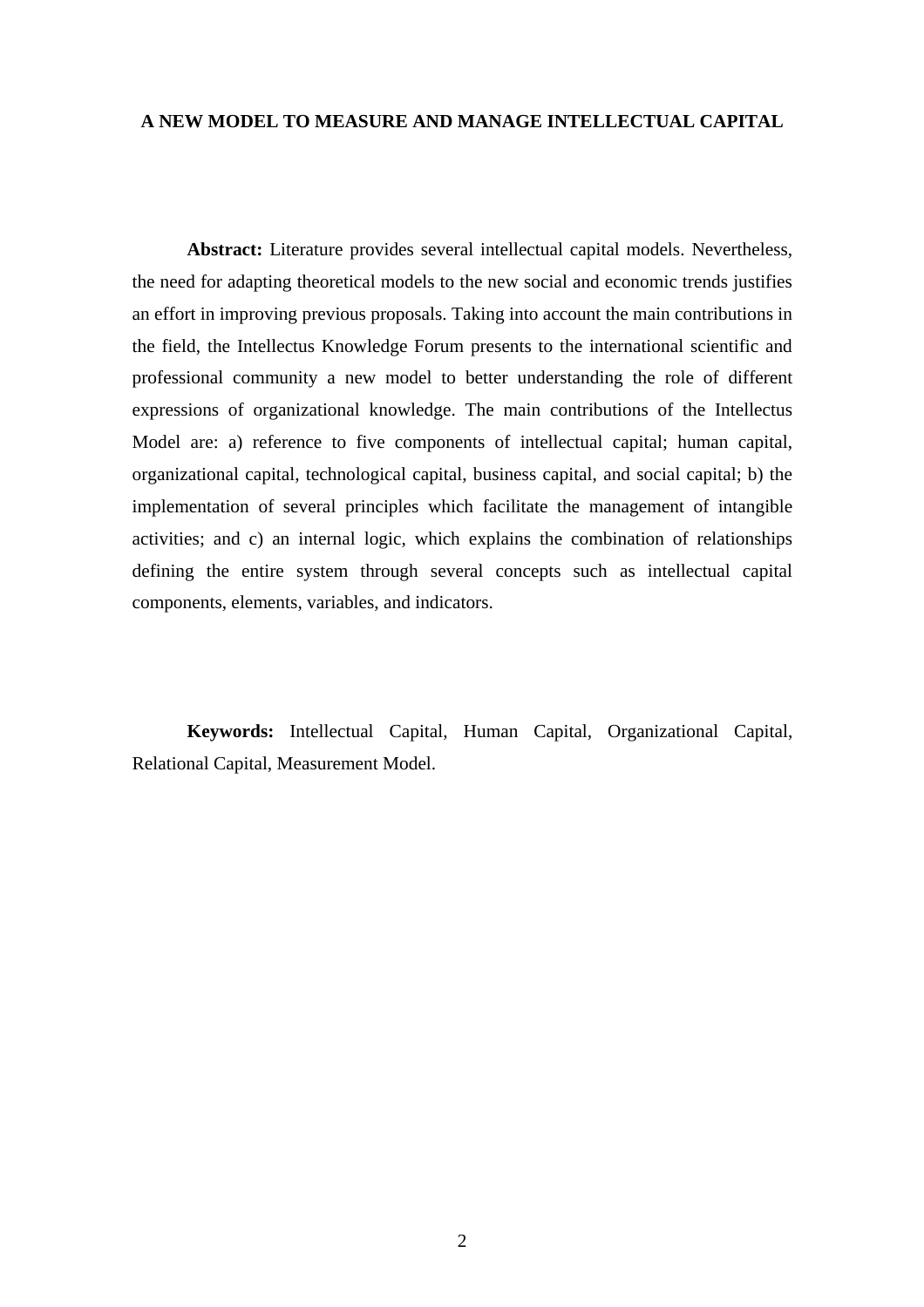# A NEW MODEL TO MEASURE AND MANAGE INTELLECTUAL CAPITAL

**Abstract:** Literature provides several intellectual capital models. Nevertheless, the need for adapting theoretical models to the new social and economic trends justifies an effort in improving previous proposals. Taking into account the main contributions in the field, the Intellectus Knowledge Forum presents to the international scientific and professional community a new model to better understanding the role of different expressions of organizational knowledge. The main contributions of the Intellectus Model are: a) reference to five components of intellectual capital; human capital, organizational capital, technological capital, business capital, and social capital; b) the implementation of several principles which facilitate the management of intangible activities; and c) an internal logic, which explains the combination of relationships defining the entire system through several concepts such as intellectual capital components, elements, variables, and indicators.

**Keywords:** Intellectual Capital, Human Capital, Organizational Capital, Relational Capital, Measurement Model.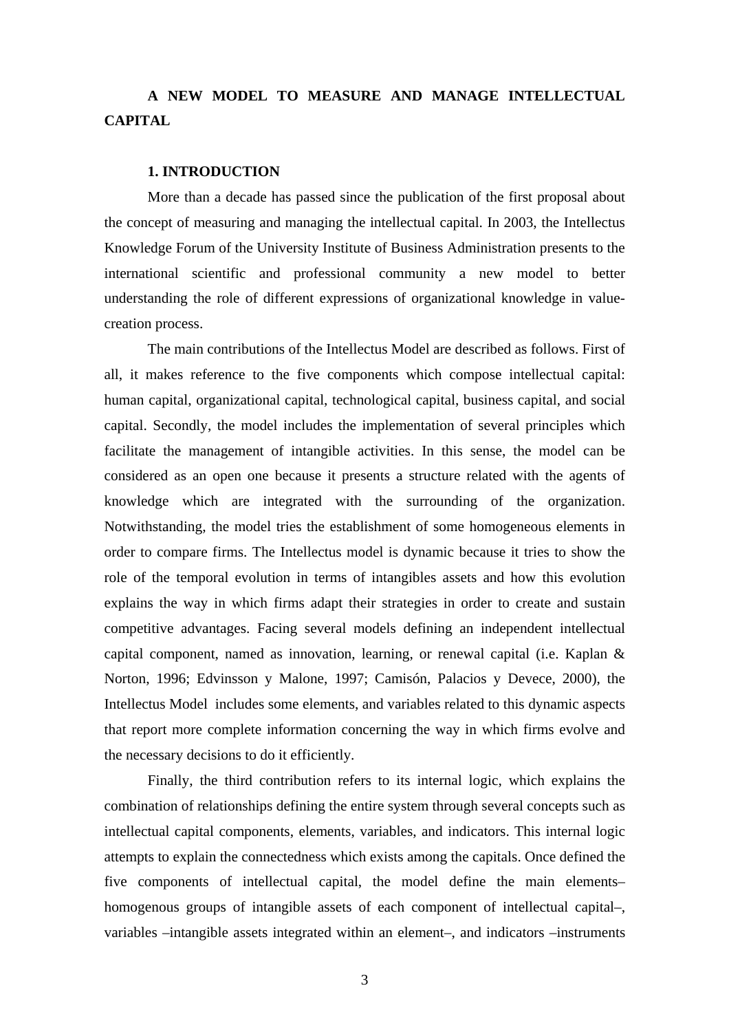# A NEW MODEL TO MEASURE AND MANAGE INTELLECTUAL CAPITAL

## 1. INTRODUCTION

More than a decade has passed since the publication of the first proposal about the concept of measuring and managing the intellectual capital. In 2003, the Intellectus Knowledge Forum of the University Institute of Business Administration presents to the international scientific and professional community a new model to better understanding the role of different expressions of organizational knowledge in value-creation process.

The main contributions of the Intellectus Model are described as follows. First of all, it makes reference to the five components which compose intellectual capital: human capital, organizational capital, technological capital, business capital, and social capital. Secondly, the model includes the implementation of several principles which facilitate the management of intangible activities. In this sense, the model can be considered as an open one because it presents a structure related with the agents of knowledge which are integrated with the surrounding of the organization. Notwithstanding, the model tries the establishment of some homogeneous elements in order to compare firms. The Intellectus model is dynamic because it tries to show the role of the temporal evolution in terms of intangibles assets and how this evolution explains the way in which firms adapt their strategies in order to create and sustain competitive advantages. Facing several models defining an independent intellectual capital component, named as innovation, learning, or renewal capital (i.e. Kaplan & Norton, 1996; Edvinsson y Malone, 1997; Camisón, Palacios y Devece, 2000), the Intellectus Model includes some elements, and variables related to this dynamic aspects that report more complete information concerning the way in which firms evolve and the necessary decisions to do it efficiently.

Finally, the third contribution refers to its internal logic, which explains the combination of relationships defining the entire system through several concepts such as intellectual capital components, elements, variables, and indicators. This internal logic attempts to explain the connectedness which exists among the capitals. Once defined the five components of intellectual capital, the model define the main elements– homogenous groups of intangible assets of each component of intellectual capital–, variables –intangible assets integrated within an element–, and indicators –instruments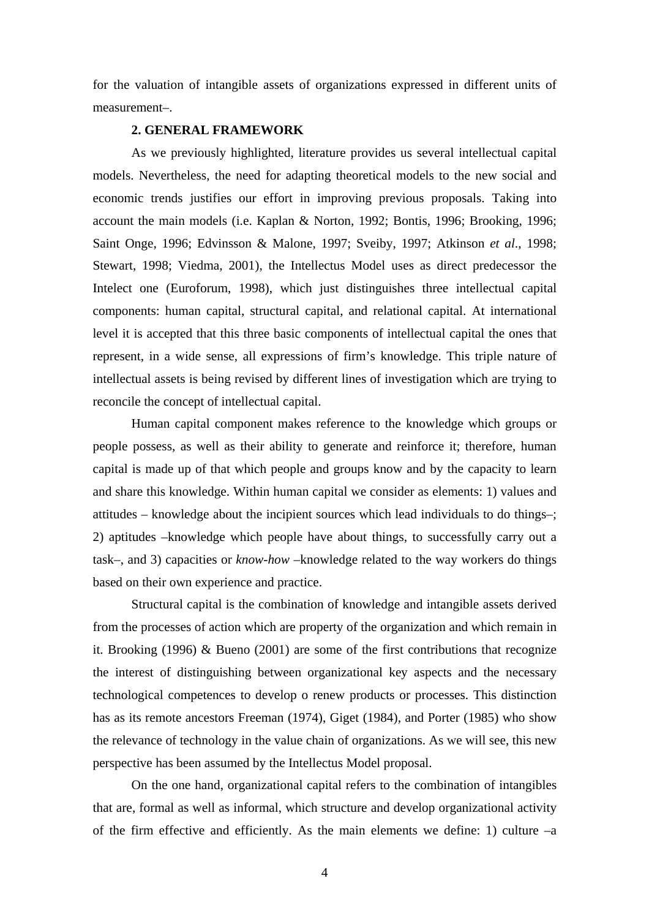for the valuation of intangible assets of organizations expressed in different units of measurement–.

## 2. GENERAL FRAMEWORK

As we previously highlighted, literature provides us several intellectual capital models. Nevertheless, the need for adapting theoretical models to the new social and economic trends justifies our effort in improving previous proposals. Taking into account the main models (i.e. Kaplan & Norton, 1992; Bontis, 1996; Brooking, 1996; Saint Onge, 1996; Edvinsson & Malone, 1997; Sveiby, 1997; Atkinson *et al.*, 1998; Stewart, 1998; Viedma, 2001), the Intellectus Model uses as direct predecessor the Intelect one (Euroforum, 1998), which just distinguishes three intellectual capital components: human capital, structural capital, and relational capital. At international level it is accepted that this three basic components of intellectual capital the ones that represent, in a wide sense, all expressions of firm's knowledge. This triple nature of intellectual assets is being revised by different lines of investigation which are trying to reconcile the concept of intellectual capital.

Human capital component makes reference to the knowledge which groups or people possess, as well as their ability to generate and reinforce it; therefore, human capital is made up of that which people and groups know and by the capacity to learn and share this knowledge. Within human capital we consider as elements: 1) values and attitudes – knowledge about the incipient sources which lead individuals to do things–; 2) aptitudes –knowledge which people have about things, to successfully carry out a task–, and 3) capacities or *know-how* –knowledge related to the way workers do things based on their own experience and practice.

Structural capital is the combination of knowledge and intangible assets derived from the processes of action which are property of the organization and which remain in it. Brooking (1996) & Bueno (2001) are some of the first contributions that recognize the interest of distinguishing between organizational key aspects and the necessary technological competences to develop o renew products or processes. This distinction has as its remote ancestors Freeman (1974), Giget (1984), and Porter (1985) who show the relevance of technology in the value chain of organizations. As we will see, this new perspective has been assumed by the Intellectus Model proposal.

On the one hand, organizational capital refers to the combination of intangibles that are, formal as well as informal, which structure and develop organizational activity of the firm effective and efficiently. As the main elements we define: 1) culture –a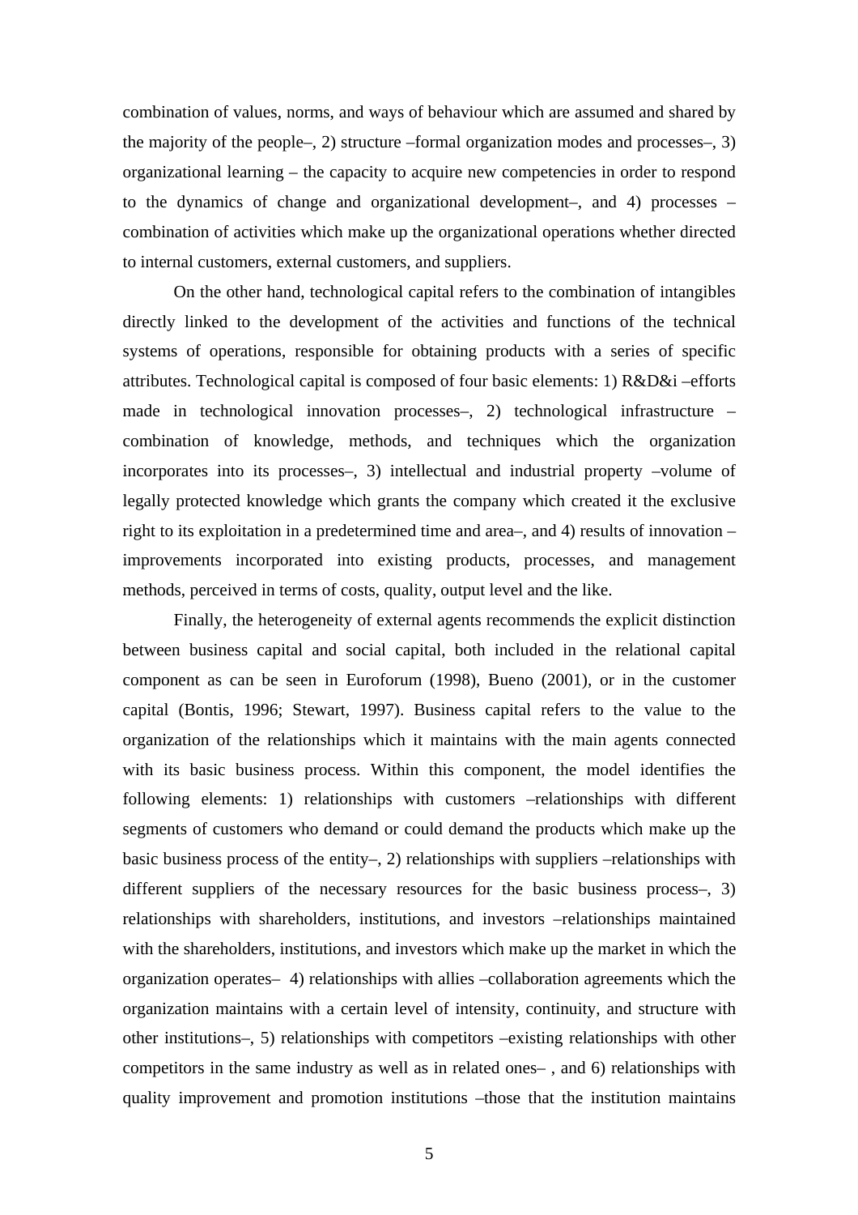combination of values, norms, and ways of behaviour which are assumed and shared by the majority of the people–, 2) structure –formal organization modes and processes–, 3) organizational learning – the capacity to acquire new competencies in order to respond to the dynamics of change and organizational development–, and 4) processes – combination of activities which make up the organizational operations whether directed to internal customers, external customers, and suppliers.

On the other hand, technological capital refers to the combination of intangibles directly linked to the development of the activities and functions of the technical systems of operations, responsible for obtaining products with a series of specific attributes. Technological capital is composed of four basic elements: 1) R&D&i –efforts made in technological innovation processes–, 2) technological infrastructure – combination of knowledge, methods, and techniques which the organization incorporates into its processes–, 3) intellectual and industrial property –volume of legally protected knowledge which grants the company which created it the exclusive right to its exploitation in a predetermined time and area–, and 4) results of innovation – improvements incorporated into existing products, processes, and management methods, perceived in terms of costs, quality, output level and the like.

Finally, the heterogeneity of external agents recommends the explicit distinction between business capital and social capital, both included in the relational capital component as can be seen in Euroforum (1998), Bueno (2001), or in the customer capital (Bontis, 1996; Stewart, 1997). Business capital refers to the value to the organization of the relationships which it maintains with the main agents connected with its basic business process. Within this component, the model identifies the following elements: 1) relationships with customers –relationships with different segments of customers who demand or could demand the products which make up the basic business process of the entity–, 2) relationships with suppliers –relationships with different suppliers of the necessary resources for the basic business process–, 3) relationships with shareholders, institutions, and investors –relationships maintained with the shareholders, institutions, and investors which make up the market in which the organization operates– 4) relationships with allies –collaboration agreements which the organization maintains with a certain level of intensity, continuity, and structure with other institutions–, 5) relationships with competitors –existing relationships with other competitors in the same industry as well as in related ones– , and 6) relationships with quality improvement and promotion institutions –those that the institution maintains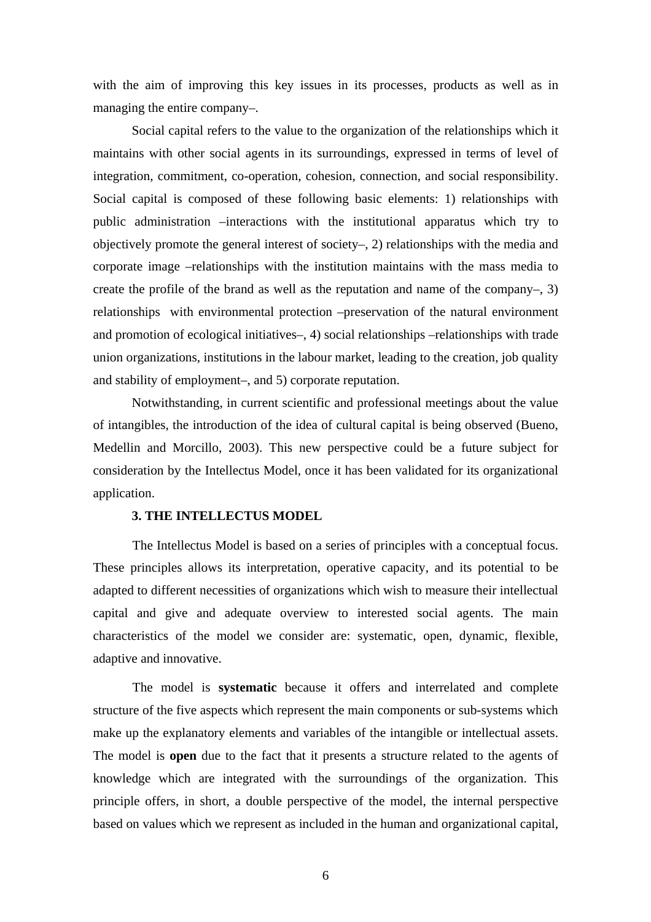with the aim of improving this key issues in its processes, products as well as in managing the entire company–.

Social capital refers to the value to the organization of the relationships which it maintains with other social agents in its surroundings, expressed in terms of level of integration, commitment, co-operation, cohesion, connection, and social responsibility. Social capital is composed of these following basic elements: 1) relationships with public administration –interactions with the institutional apparatus which try to objectively promote the general interest of society–, 2) relationships with the media and corporate image –relationships with the institution maintains with the mass media to create the profile of the brand as well as the reputation and name of the company–, 3) relationships with environmental protection –preservation of the natural environment and promotion of ecological initiatives–, 4) social relationships –relationships with trade union organizations, institutions in the labour market, leading to the creation, job quality and stability of employment–, and 5) corporate reputation.

Notwithstanding, in current scientific and professional meetings about the value of intangibles, the introduction of the idea of cultural capital is being observed (Bueno, Medellin and Morcillo, 2003). This new perspective could be a future subject for consideration by the Intellectus Model, once it has been validated for its organizational application.

## 3. THE INTELLECTUS MODEL

The Intellectus Model is based on a series of principles with a conceptual focus. These principles allows its interpretation, operative capacity, and its potential to be adapted to different necessities of organizations which wish to measure their intellectual capital and give and adequate overview to interested social agents. The main characteristics of the model we consider are: systematic, open, dynamic, flexible, adaptive and innovative.

The model is **systematic** because it offers and interrelated and complete structure of the five aspects which represent the main components or sub-systems which make up the explanatory elements and variables of the intangible or intellectual assets. The model is **open** due to the fact that it presents a structure related to the agents of knowledge which are integrated with the surroundings of the organization. This principle offers, in short, a double perspective of the model, the internal perspective based on values which we represent as included in the human and organizational capital,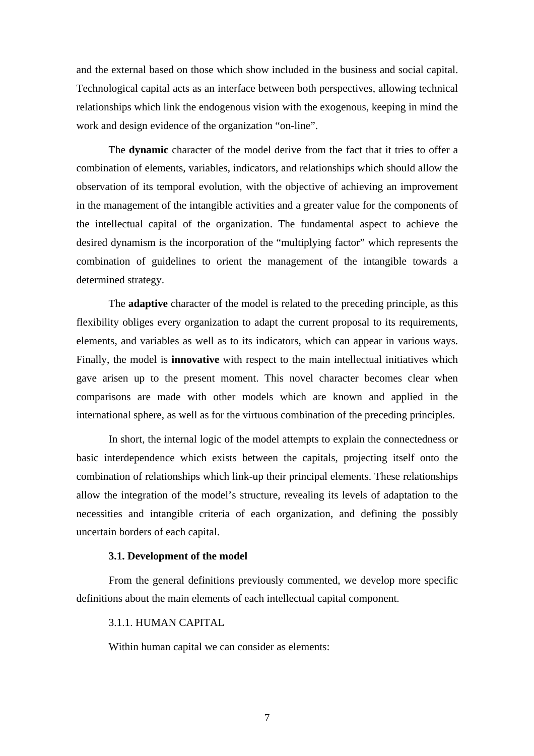and the external based on those which show included in the business and social capital. Technological capital acts as an interface between both perspectives, allowing technical relationships which link the endogenous vision with the exogenous, keeping in mind the work and design evidence of the organization "on-line".

The **dynamic** character of the model derive from the fact that it tries to offer a combination of elements, variables, indicators, and relationships which should allow the observation of its temporal evolution, with the objective of achieving an improvement in the management of the intangible activities and a greater value for the components of the intellectual capital of the organization. The fundamental aspect to achieve the desired dynamism is the incorporation of the "multiplying factor" which represents the combination of guidelines to orient the management of the intangible towards a determined strategy.

The **adaptive** character of the model is related to the preceding principle, as this flexibility obliges every organization to adapt the current proposal to its requirements, elements, and variables as well as to its indicators, which can appear in various ways. Finally, the model is **innovative** with respect to the main intellectual initiatives which gave arisen up to the present moment. This novel character becomes clear when comparisons are made with other models which are known and applied in the international sphere, as well as for the virtuous combination of the preceding principles.

In short, the internal logic of the model attempts to explain the connectedness or basic interdependence which exists between the capitals, projecting itself onto the combination of relationships which link-up their principal elements. These relationships allow the integration of the model's structure, revealing its levels of adaptation to the necessities and intangible criteria of each organization, and defining the possibly uncertain borders of each capital.

### 3.1. Development of the model

From the general definitions previously commented, we develop more specific definitions about the main elements of each intellectual capital component.

#### 3.1.1. HUMAN CAPITAL

Within human capital we can consider as elements: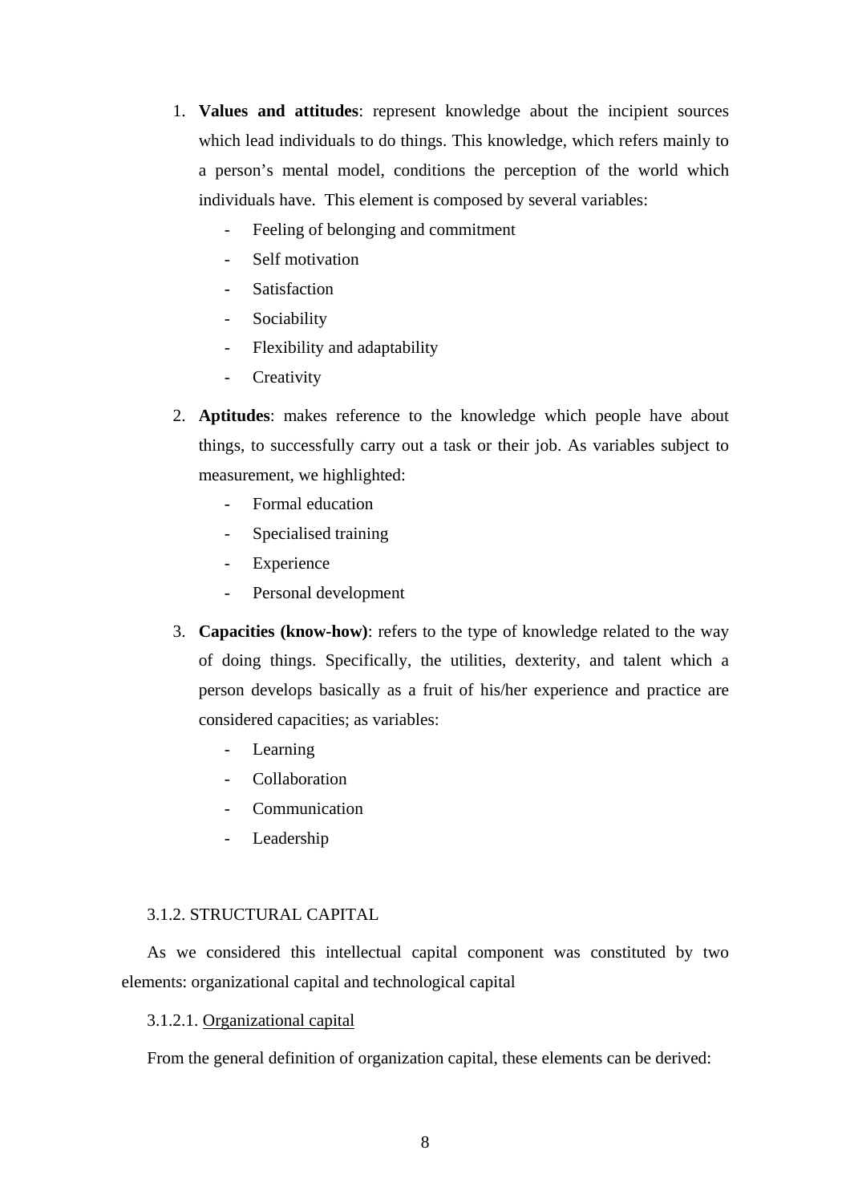1. **Values and attitudes**: represent knowledge about the incipient sources which lead individuals to do things. This knowledge, which refers mainly to a person's mental model, conditions the perception of the world which individuals have. This element is composed by several variables:
    - Feeling of belonging and commitment
    - Self motivation
    - Satisfaction
    - Sociability
    - Flexibility and adaptability
    - Creativity
2. **Aptitudes**: makes reference to the knowledge which people have about things, to successfully carry out a task or their job. As variables subject to measurement, we highlighted:
    - Formal education
    - Specialised training
    - Experience
    - Personal development
3. **Capacities (know-how)**: refers to the type of knowledge related to the way of doing things. Specifically, the utilities, dexterity, and talent which a person develops basically as a fruit of his/her experience and practice are considered capacities; as variables:
    - Learning
    - Collaboration
    - Communication
    - Leadership

### 3.1.2. STRUCTURAL CAPITAL

As we considered this intellectual capital component was constituted by two elements: organizational capital and technological capital

#### 3.1.2.1. Organizational capital

From the general definition of organization capital, these elements can be derived: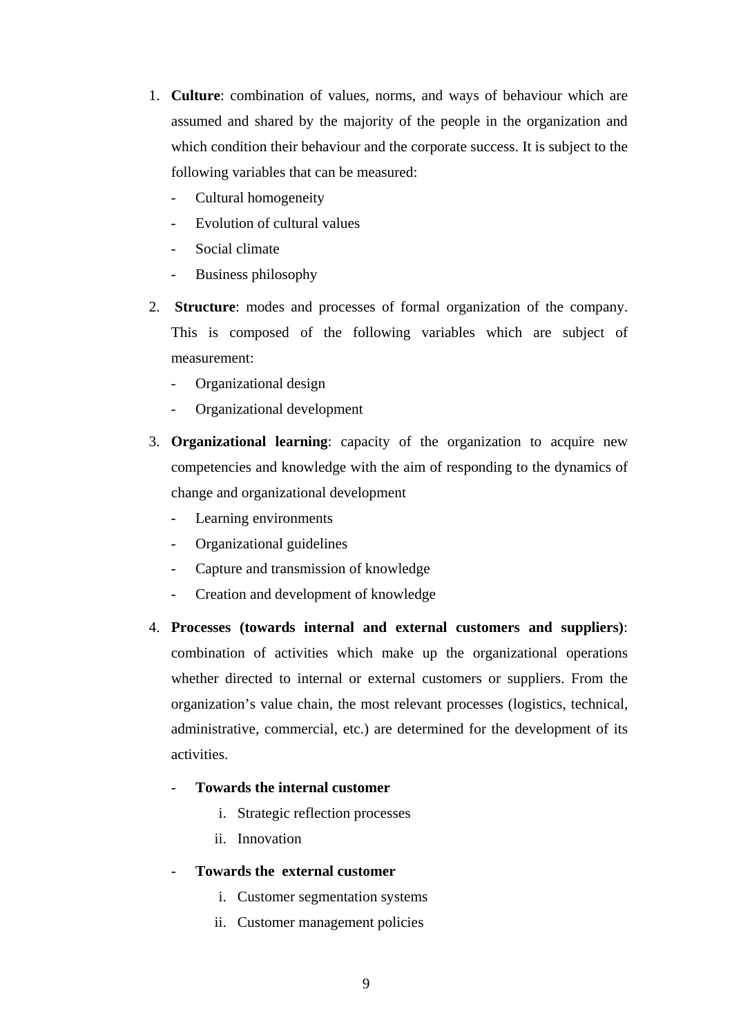1. **Culture**: combination of values, norms, and ways of behaviour which are assumed and shared by the majority of the people in the organization and which condition their behaviour and the corporate success. It is subject to the following variables that can be measured:
   - Cultural homogeneity
   - Evolution of cultural values
   - Social climate
   - Business philosophy

2. **Structure**: modes and processes of formal organization of the company. This is composed of the following variables which are subject of measurement:
   - Organizational design
   - Organizational development

3. **Organizational learning**: capacity of the organization to acquire new competencies and knowledge with the aim of responding to the dynamics of change and organizational development
   - Learning environments
   - Organizational guidelines
   - Capture and transmission of knowledge
   - Creation and development of knowledge

4. **Processes (towards internal and external customers and suppliers)**: combination of activities which make up the organizational operations whether directed to internal or external customers or suppliers. From the organization's value chain, the most relevant processes (logistics, technical, administrative, commercial, etc.) are determined for the development of its activities.
   - **Towards the internal customer**
     1. Strategic reflection processes
     2. Innovation
   - **Towards the external customer**
     1. Customer segmentation systems
     2. Customer management policies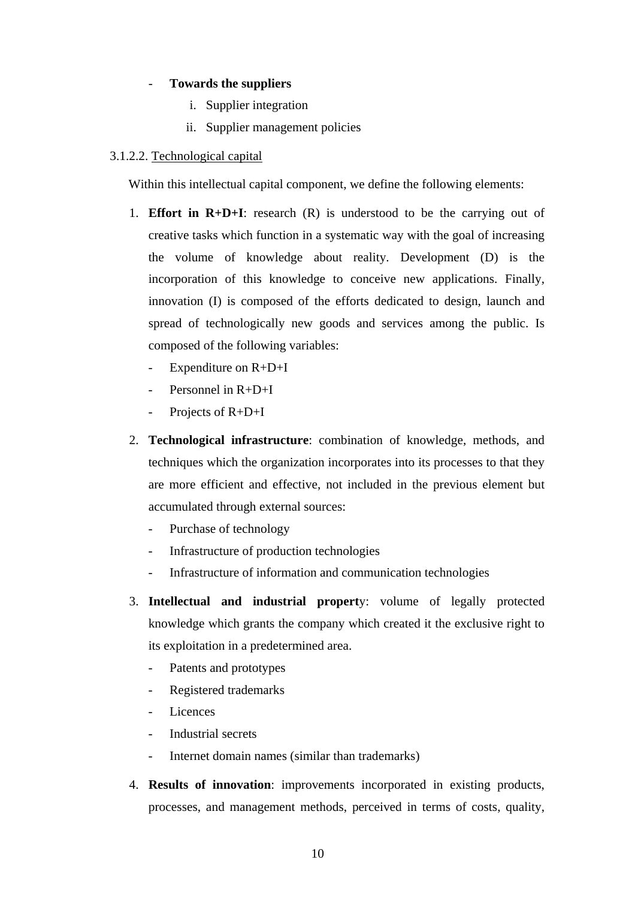- **Towards the suppliers**
    i. Supplier integration
    ii. Supplier management policies

3.1.2.2. Technological capital

Within this intellectual capital component, we define the following elements:

1. **Effort in R+D+I**: research (R) is understood to be the carrying out of creative tasks which function in a systematic way with the goal of increasing the volume of knowledge about reality. Development (D) is the incorporation of this knowledge to conceive new applications. Finally, innovation (I) is composed of the efforts dedicated to design, launch and spread of technologically new goods and services among the public. Is composed of the following variables:
    - Expenditure on R+D+I
    - Personnel in R+D+I
    - Projects of R+D+I

2. **Technological infrastructure**: combination of knowledge, methods, and techniques which the organization incorporates into its processes to that they are more efficient and effective, not included in the previous element but accumulated through external sources:
    - Purchase of technology
    - Infrastructure of production technologies
    - Infrastructure of information and communication technologies

3. **Intellectual and industrial propert**y: volume of legally protected knowledge which grants the company which created it the exclusive right to its exploitation in a predetermined area.
    - Patents and prototypes
    - Registered trademarks
    - Licences
    - Industrial secrets
    - Internet domain names (similar than trademarks)

4. **Results of innovation**: improvements incorporated in existing products, processes, and management methods, perceived in terms of costs, quality,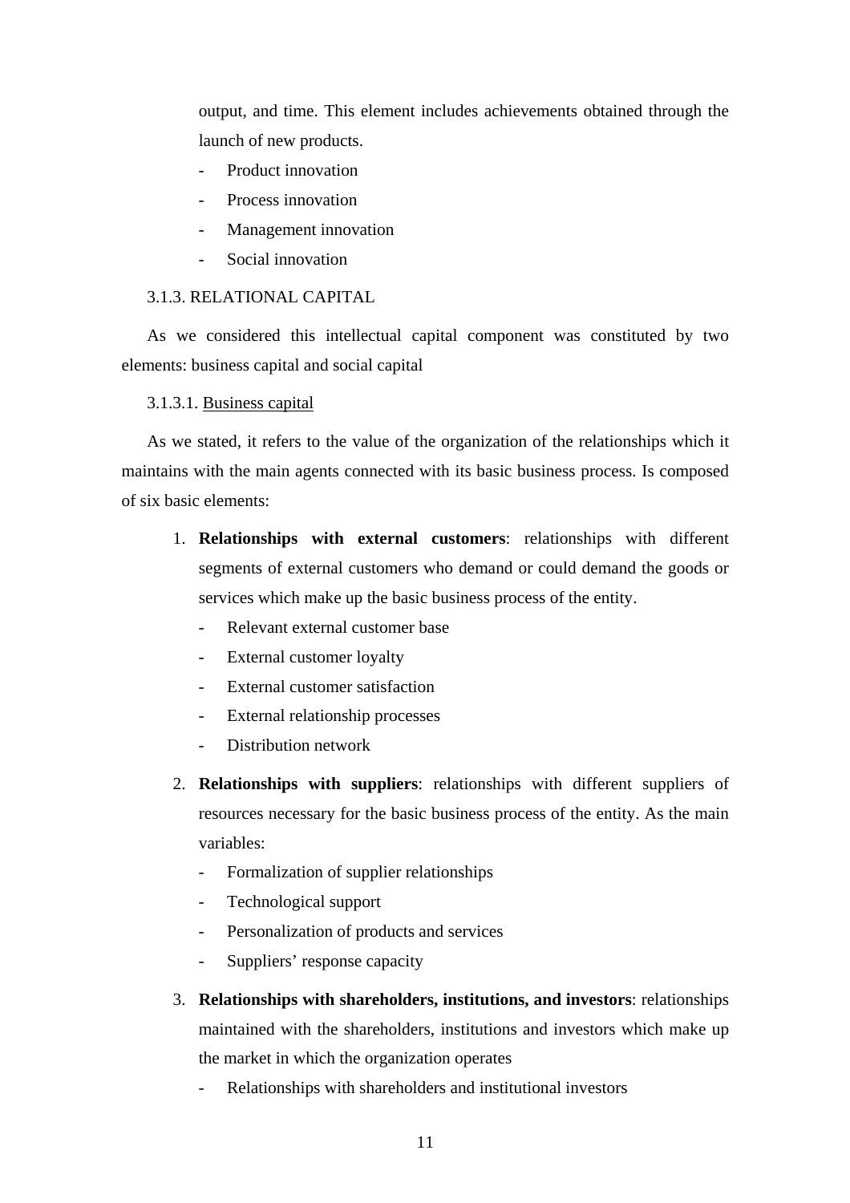output, and time. This element includes achievements obtained through the launch of new products.

- Product innovation
- Process innovation
- Management innovation
- Social innovation

### 3.1.3. RELATIONAL CAPITAL

As we considered this intellectual capital component was constituted by two elements: business capital and social capital

#### 3.1.3.1. Business capital

As we stated, it refers to the value of the organization of the relationships which it maintains with the main agents connected with its basic business process. Is composed of six basic elements:

1. **Relationships with external customers**: relationships with different segments of external customers who demand or could demand the goods or services which make up the basic business process of the entity.
   - Relevant external customer base
   - External customer loyalty
   - External customer satisfaction
   - External relationship processes
   - Distribution network
2. **Relationships with suppliers**: relationships with different suppliers of resources necessary for the basic business process of the entity. As the main variables:
   - Formalization of supplier relationships
   - Technological support
   - Personalization of products and services
   - Suppliers' response capacity
3. **Relationships with shareholders, institutions, and investors**: relationships maintained with the shareholders, institutions and investors which make up the market in which the organization operates
   - Relationships with shareholders and institutional investors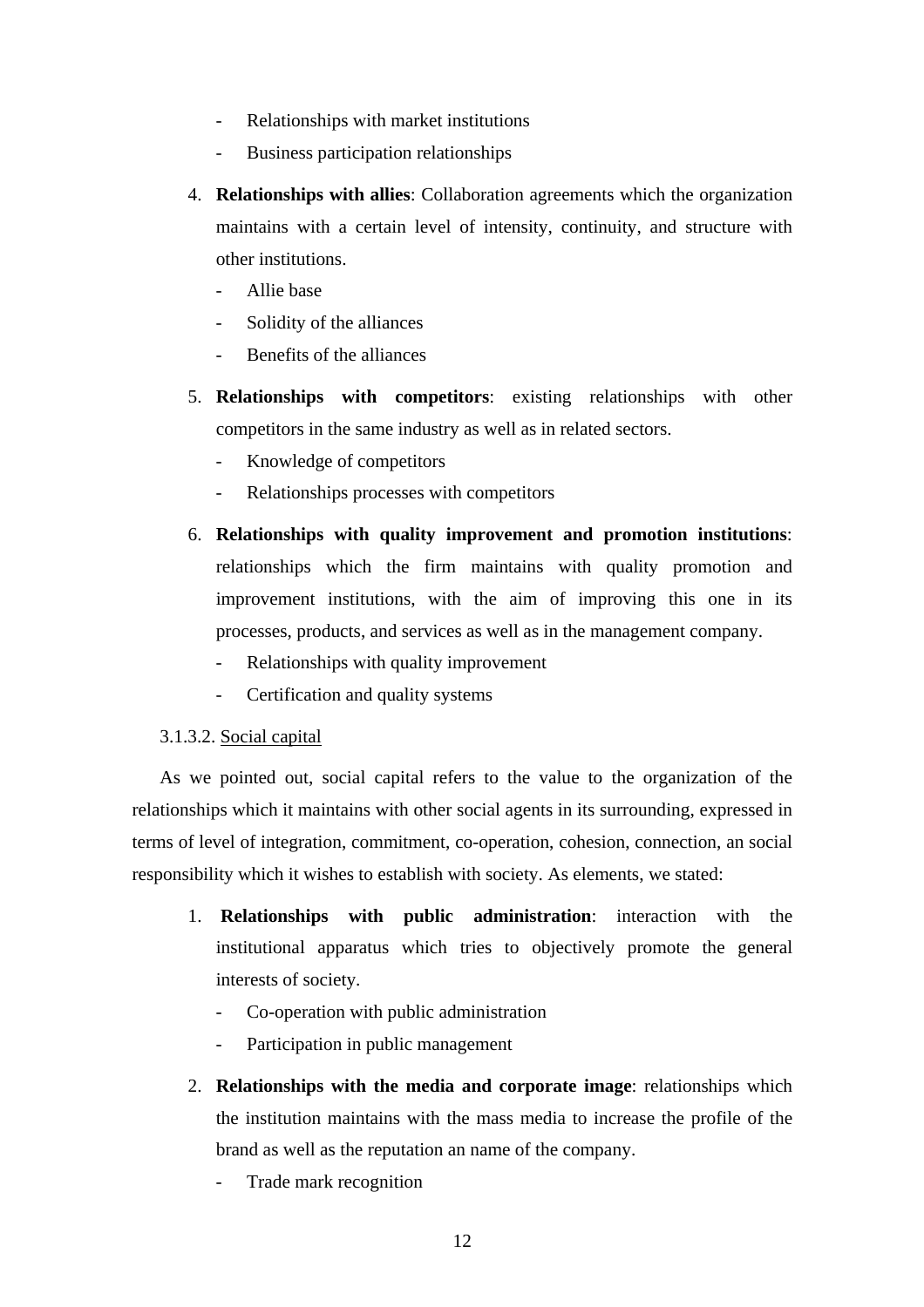- Relationships with market institutions
- Business participation relationships

4. **Relationships with allies**: Collaboration agreements which the organization maintains with a certain level of intensity, continuity, and structure with other institutions.
    - Allie base
    - Solidity of the alliances
    - Benefits of the alliances

5. **Relationships with competitors**: existing relationships with other competitors in the same industry as well as in related sectors.
    - Knowledge of competitors
    - Relationships processes with competitors

6. **Relationships with quality improvement and promotion institutions**: relationships which the firm maintains with quality promotion and improvement institutions, with the aim of improving this one in its processes, products, and services as well as in the management company.
    - Relationships with quality improvement
    - Certification and quality systems

3.1.3.2. Social capital

As we pointed out, social capital refers to the value to the organization of the relationships which it maintains with other social agents in its surrounding, expressed in terms of level of integration, commitment, co-operation, cohesion, connection, an social responsibility which it wishes to establish with society. As elements, we stated:

1. **Relationships with public administration**: interaction with the institutional apparatus which tries to objectively promote the general interests of society.
    - Co-operation with public administration
    - Participation in public management

2. **Relationships with the media and corporate image**: relationships which the institution maintains with the mass media to increase the profile of the brand as well as the reputation an name of the company.
    - Trade mark recognition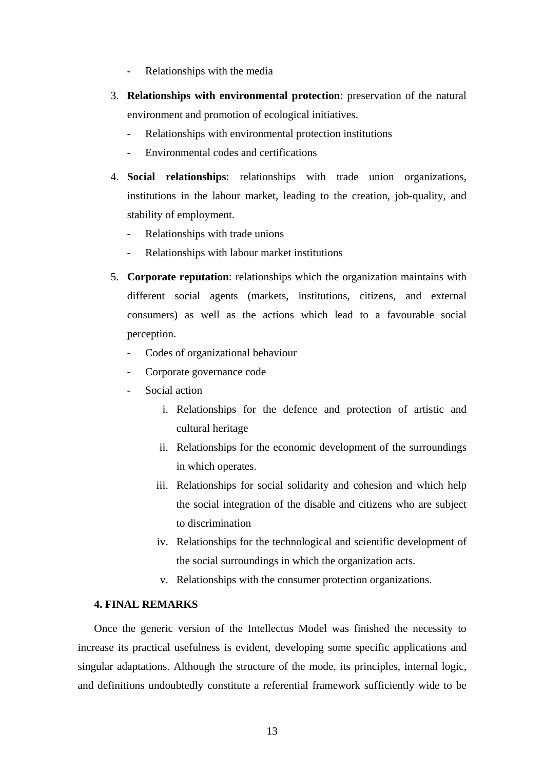- Relationships with the media

3. **Relationships with environmental protection**: preservation of the natural environment and promotion of ecological initiatives.
   - Relationships with environmental protection institutions
   - Environmental codes and certifications

4. **Social relationships**: relationships with trade union organizations, institutions in the labour market, leading to the creation, job-quality, and stability of employment.
   - Relationships with trade unions
   - Relationships with labour market institutions

5. **Corporate reputation**: relationships which the organization maintains with different social agents (markets, institutions, citizens, and external consumers) as well as the actions which lead to a favourable social perception.
   - Codes of organizational behaviour
   - Corporate governance code
   - Social action
     - i. Relationships for the defence and protection of artistic and cultural heritage
     - ii. Relationships for the economic development of the surroundings in which operates.
     - iii. Relationships for social solidarity and cohesion and which help the social integration of the disable and citizens who are subject to discrimination
     - iv. Relationships for the technological and scientific development of the social surroundings in which the organization acts.
     - v. Relationships with the consumer protection organizations.

## 4. FINAL REMARKS

Once the generic version of the Intellectus Model was finished the necessity to increase its practical usefulness is evident, developing some specific applications and singular adaptations. Although the structure of the mode, its principles, internal logic, and definitions undoubtedly constitute a referential framework sufficiently wide to be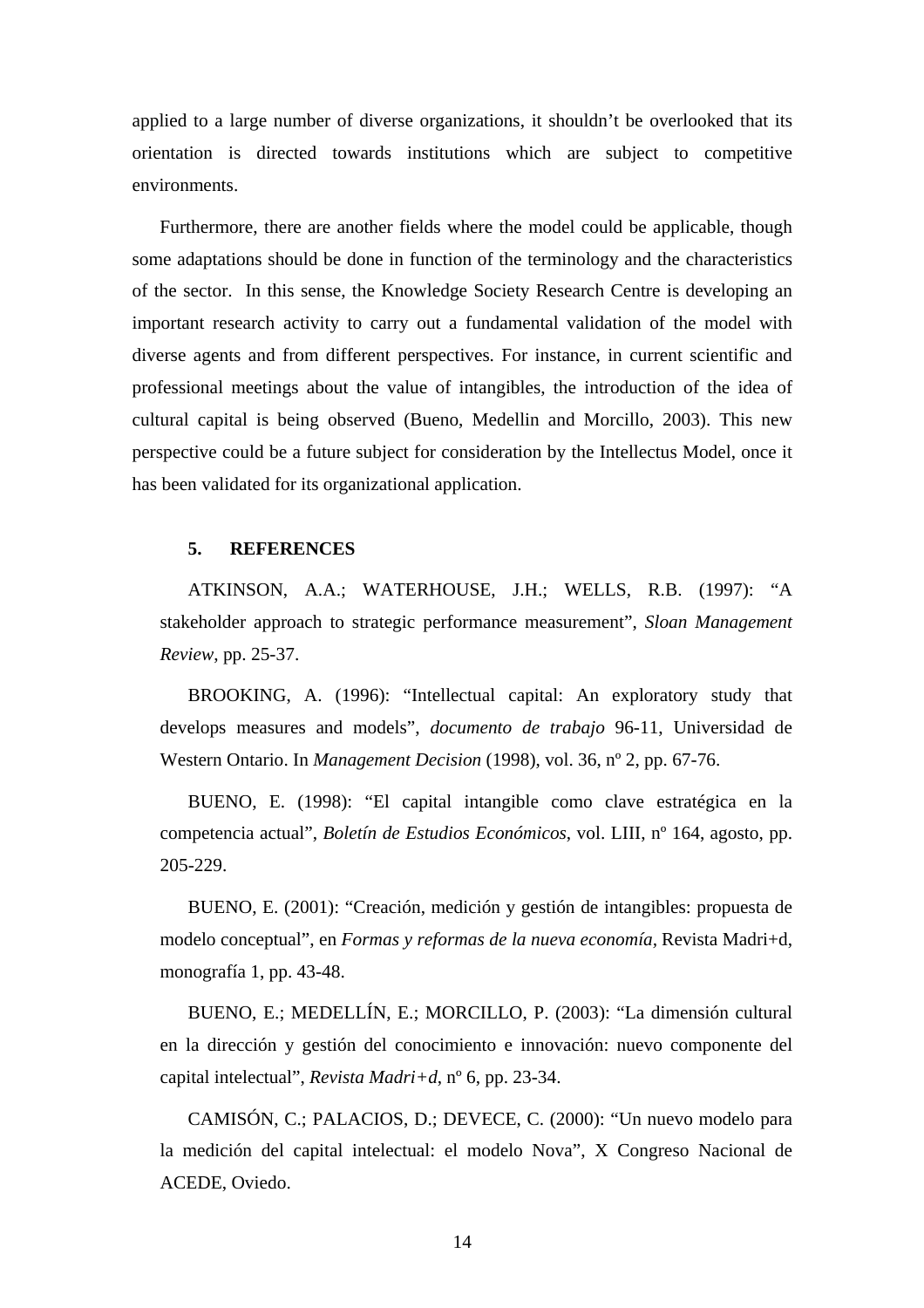applied to a large number of diverse organizations, it shouldn't be overlooked that its orientation is directed towards institutions which are subject to competitive environments.

Furthermore, there are another fields where the model could be applicable, though some adaptations should be done in function of the terminology and the characteristics of the sector. In this sense, the Knowledge Society Research Centre is developing an important research activity to carry out a fundamental validation of the model with diverse agents and from different perspectives. For instance, in current scientific and professional meetings about the value of intangibles, the introduction of the idea of cultural capital is being observed (Bueno, Medellin and Morcillo, 2003). This new perspective could be a future subject for consideration by the Intellectus Model, once it has been validated for its organizational application.

## 5. REFERENCES

ATKINSON, A.A.; WATERHOUSE, J.H.; WELLS, R.B. (1997): "A stakeholder approach to strategic performance measurement", *Sloan Management Review*, pp. 25-37.

BROOKING, A. (1996): "Intellectual capital: An exploratory study that develops measures and models", *documento de trabajo* 96-11, Universidad de Western Ontario. In *Management Decision* (1998), vol. 36, nº 2, pp. 67-76.

BUENO, E. (1998): "El capital intangible como clave estratégica en la competencia actual", *Boletín de Estudios Económicos*, vol. LIII, nº 164, agosto, pp. 205-229.

BUENO, E. (2001): "Creación, medición y gestión de intangibles: propuesta de modelo conceptual", en *Formas y reformas de la nueva economía,* Revista Madri+d, monografía 1, pp. 43-48.

BUENO, E.; MEDELLÍN, E.; MORCILLO, P. (2003): "La dimensión cultural en la dirección y gestión del conocimiento e innovación: nuevo componente del capital intelectual", *Revista Madri+d*, nº 6, pp. 23-34.

CAMISÓN, C.; PALACIOS, D.; DEVECE, C. (2000): "Un nuevo modelo para la medición del capital intelectual: el modelo Nova", X Congreso Nacional de ACEDE, Oviedo.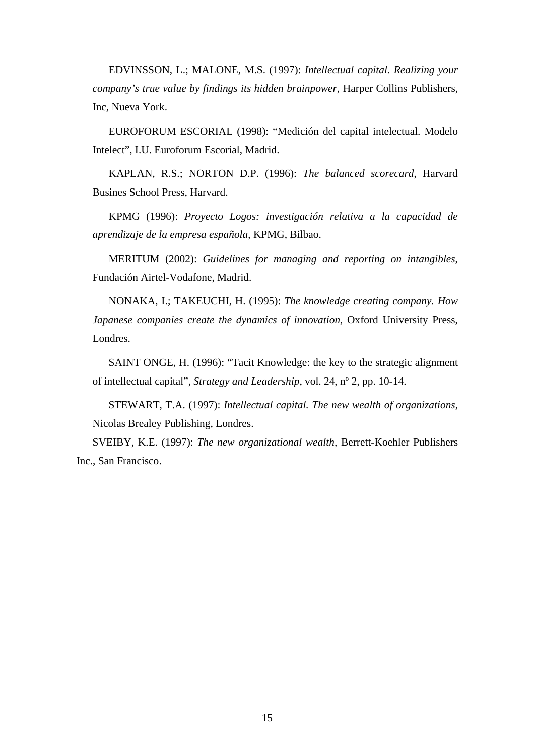EDVINSSON, L.; MALONE, M.S. (1997): *Intellectual capital. Realizing your company's true value by findings its hidden brainpower*, Harper Collins Publishers, Inc, Nueva York.

EUROFORUM ESCORIAL (1998): "Medición del capital intelectual. Modelo Intelect", I.U. Euroforum Escorial, Madrid.

KAPLAN, R.S.; NORTON D.P. (1996): *The balanced scorecard*, Harvard Busines School Press, Harvard.

KPMG (1996): *Proyecto Logos: investigación relativa a la capacidad de aprendizaje de la empresa española*, KPMG, Bilbao.

MERITUM (2002): *Guidelines for managing and reporting on intangibles*, Fundación Airtel-Vodafone, Madrid.

NONAKA, I.; TAKEUCHI, H. (1995): *The knowledge creating company. How Japanese companies create the dynamics of innovation*, Oxford University Press, Londres.

SAINT ONGE, H. (1996): "Tacit Knowledge: the key to the strategic alignment of intellectual capital", *Strategy and Leadership*, vol. 24, nº 2, pp. 10-14.

STEWART, T.A. (1997): *Intellectual capital. The new wealth of organizations*, Nicolas Brealey Publishing, Londres.

SVEIBY, K.E. (1997): *The new organizational wealth*, Berrett-Koehler Publishers Inc., San Francisco.